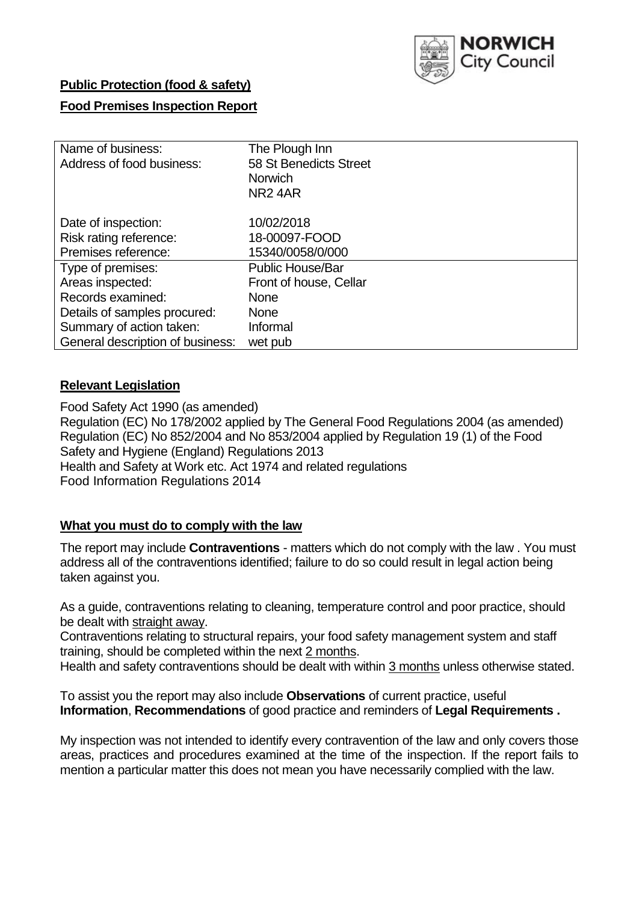**Public Protection (food & safety)**

**Food Premises Inspection Report**

| Name of business: | The Plough Inn |
|---|---|
| Address of food business: | 58 St Benedicts Street<br>Norwich<br>NR2 4AR |
| Date of inspection: | 10/02/2018 |
| Risk rating reference: | 18-00097-FOOD |
| Premises reference: | 15340/0058/0/000 |
| Type of premises: | Public House/Bar |
| Areas inspected: | Front of house, Cellar |
| Records examined: | None |
| Details of samples procured: | None |
| Summary of action taken: | Informal |
| General description of business: | wet pub |

## Relevant Legislation

Food Safety Act 1990 (as amended)
Regulation (EC) No 178/2002 applied by The General Food Regulations 2004 (as amended)
Regulation (EC) No 852/2004 and No 853/2004 applied by Regulation 19 (1) of the Food Safety and Hygiene (England) Regulations 2013
Health and Safety at Work etc. Act 1974 and related regulations
Food Information Regulations 2014

## What you must do to comply with the law

The report may include **Contraventions** - matters which do not comply with the law . You must address all of the contraventions identified; failure to do so could result in legal action being taken against you.

As a guide, contraventions relating to cleaning, temperature control and poor practice, should be dealt with straight away.

Contraventions relating to structural repairs, your food safety management system and staff training, should be completed within the next 2 months.

Health and safety contraventions should be dealt with within 3 months unless otherwise stated.

To assist you the report may also include **Observations** of current practice, useful **Information**, **Recommendations** of good practice and reminders of **Legal Requirements .**

My inspection was not intended to identify every contravention of the law and only covers those areas, practices and procedures examined at the time of the inspection. If the report fails to mention a particular matter this does not mean you have necessarily complied with the law.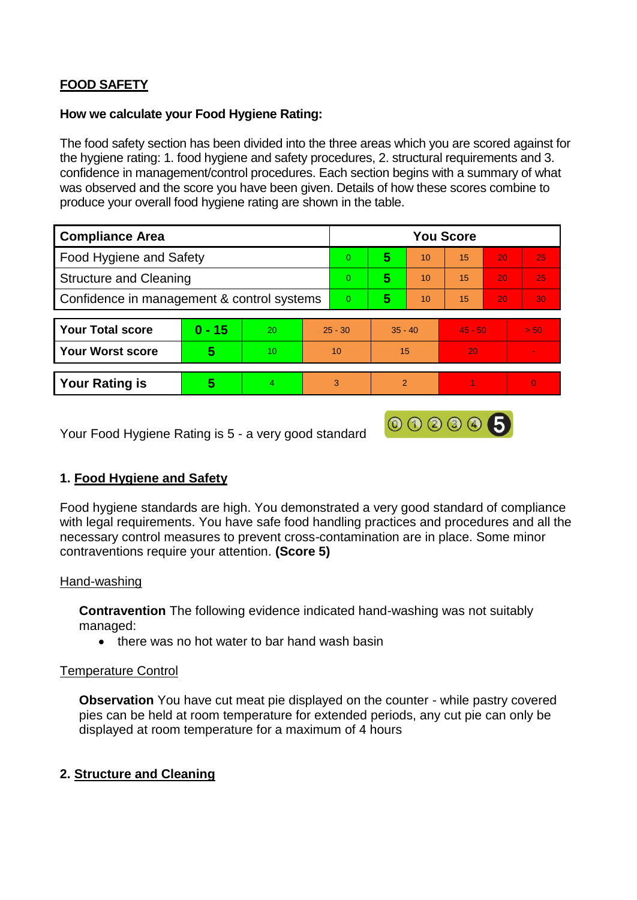## FOOD SAFETY

**How we calculate your Food Hygiene Rating:**

The food safety section has been divided into the three areas which you are scored against for the hygiene rating: 1. food hygiene and safety procedures, 2. structural requirements and 3. confidence in management/control procedures. Each section begins with a summary of what was observed and the score you have been given. Details of how these scores combine to produce your overall food hygiene rating are shown in the table.

| Compliance Area | You Score | | | | | |
|---|---|---|---|---|---|---|
| Food Hygiene and Safety | 0 | **5** | 10 | 15 | 20 | 25 |
| Structure and Cleaning | 0 | **5** | 10 | 15 | 20 | 25 |
| Confidence in management & control systems | 0 | **5** | 10 | 15 | 20 | 30 |

| | | | | | | |
|---|---|---|---|---|---|---|
| **Your Total score** | **0 - 15** | 20 | 25 - 30 | 35 - 40 | 45 - 50 | > 50 |
| **Your Worst score** | **5** | 10 | 10 | 15 | 20 | - |

| | | | | | | |
|---|---|---|---|---|---|---|
| **Your Rating is** | **5** | 4 | 3 | 2 | 1 | 0 |

Your Food Hygiene Rating is 5 - a very good standard

### 1. Food Hygiene and Safety

Food hygiene standards are high. You demonstrated a very good standard of compliance with legal requirements. You have safe food handling practices and procedures and all the necessary control measures to prevent cross-contamination are in place. Some minor contraventions require your attention. **(Score 5)**

Hand-washing

**Contravention** The following evidence indicated hand-washing was not suitably managed:

- there was no hot water to bar hand wash basin

Temperature Control

**Observation** You have cut meat pie displayed on the counter - while pastry covered pies can be held at room temperature for extended periods, any cut pie can only be displayed at room temperature for a maximum of 4 hours

### 2. Structure and Cleaning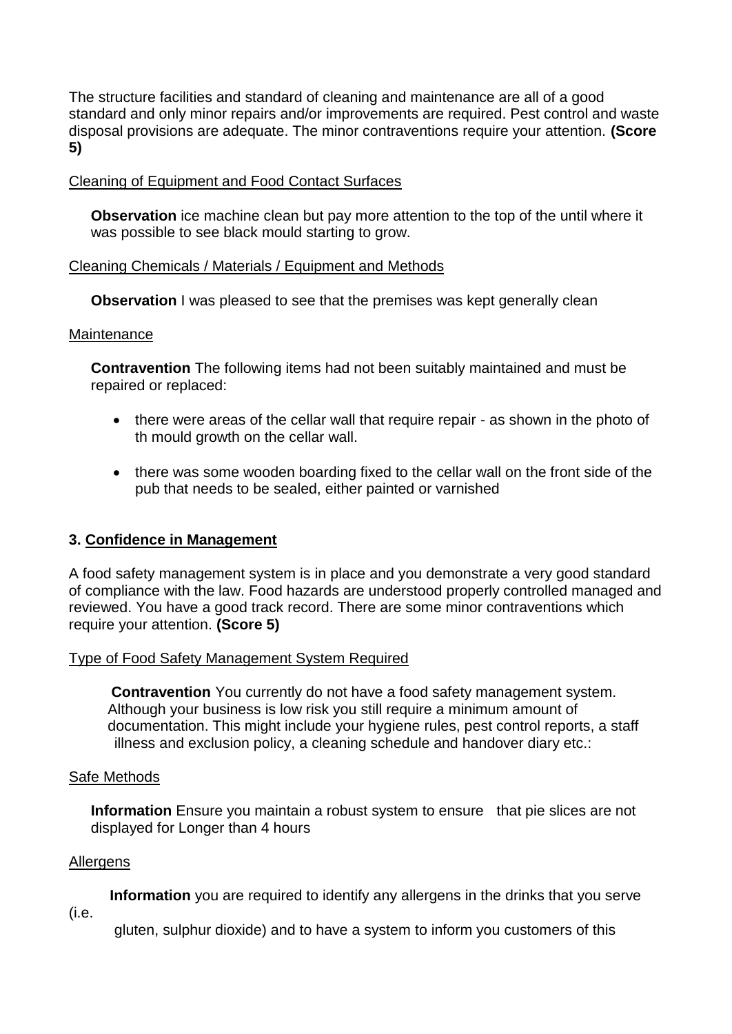The structure facilities and standard of cleaning and maintenance are all of a good standard and only minor repairs and/or improvements are required. Pest control and waste disposal provisions are adequate. The minor contraventions require your attention. **(Score 5)**

Cleaning of Equipment and Food Contact Surfaces

**Observation** ice machine clean but pay more attention to the top of the until where it was possible to see black mould starting to grow.

Cleaning Chemicals / Materials / Equipment and Methods

**Observation** I was pleased to see that the premises was kept generally clean

Maintenance

**Contravention** The following items had not been suitably maintained and must be repaired or replaced:

- there were areas of the cellar wall that require repair - as shown in the photo of th mould growth on the cellar wall.
- there was some wooden boarding fixed to the cellar wall on the front side of the pub that needs to be sealed, either painted or varnished

### 3. Confidence in Management

A food safety management system is in place and you demonstrate a very good standard of compliance with the law. Food hazards are understood properly controlled managed and reviewed. You have a good track record. There are some minor contraventions which require your attention. **(Score 5)**

Type of Food Safety Management System Required

**Contravention** You currently do not have a food safety management system. Although your business is low risk you still require a minimum amount of documentation. This might include your hygiene rules, pest control reports, a staff illness and exclusion policy, a cleaning schedule and handover diary etc.:

Safe Methods

**Information** Ensure you maintain a robust system to ensure that pie slices are not displayed for Longer than 4 hours

Allergens

**Information** you are required to identify any allergens in the drinks that you serve (i.e. gluten, sulphur dioxide) and to have a system to inform you customers of this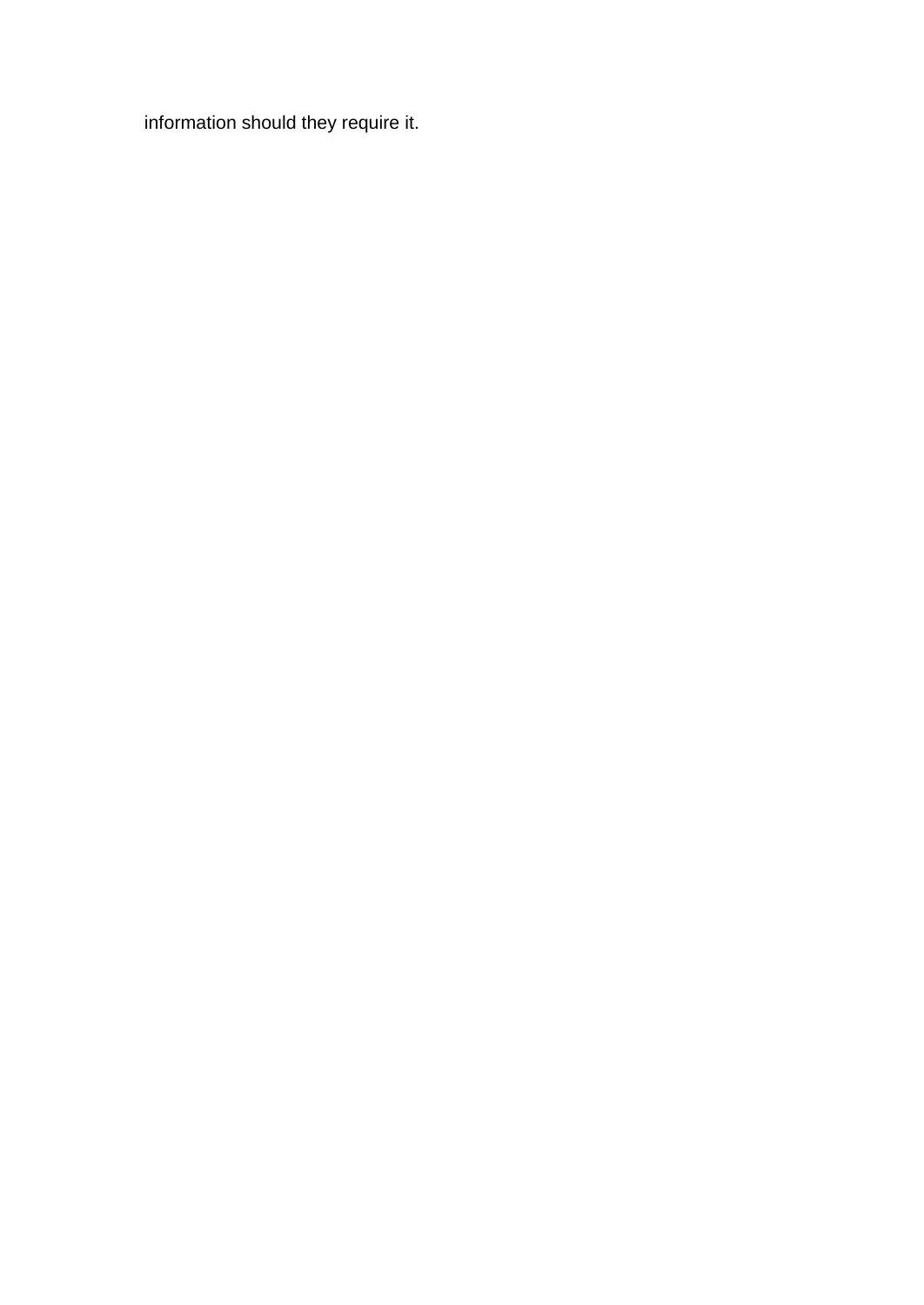information should they require it.